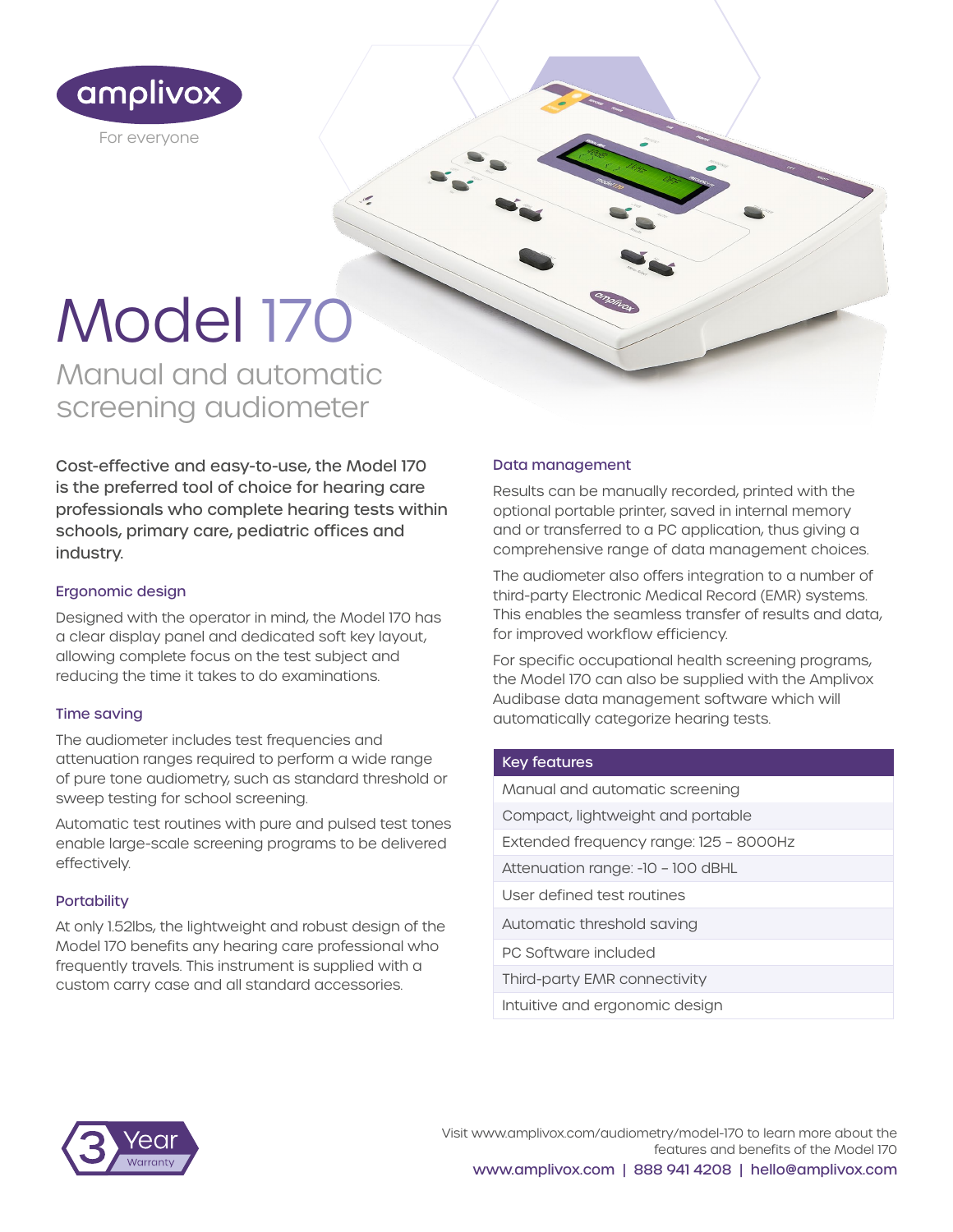amplivox

For everyone

# Model 170

## Manual and automatic screening audiometer

**Cost-effective and easy-to-use, the Model 170 is the preferred tool of choice for hearing care professionals who complete hearing tests within schools, primary care, pediatric offices and industry.**

### Ergonomic design

Designed with the operator in mind, the Model 170 has a clear display panel and dedicated soft key layout, allowing complete focus on the test subject and reducing the time it takes to do examinations.

### Time saving

The audiometer includes test frequencies and attenuation ranges required to perform a wide range of pure tone audiometry, such as standard threshold or sweep testing for school screening.

Automatic test routines with pure and pulsed test tones enable large-scale screening programs to be delivered effectively.

### Portability

At only 1.52lbs, the lightweight and robust design of the Model 170 benefits any hearing care professional who frequently travels. This instrument is supplied with a custom carry case and all standard accessories.

### Data management

Results can be manually recorded, printed with the optional portable printer, saved in internal memory and or transferred to a PC application, thus giving a comprehensive range of data management choices.

The audiometer also offers integration to a number of third-party Electronic Medical Record (EMR) systems. This enables the seamless transfer of results and data, for improved workflow efficiency.

For specific occupational health screening programs, the Model 170 can also be supplied with the Amplivox Audibase data management software which will automatically categorize hearing tests.

| Key features |
|---|
| Manual and automatic screening |
| Compact, lightweight and portable |
| Extended frequency range: 125 – 8000Hz |
| Attenuation range: -10 – 100 dBHL |
| User defined test routines |
| Automatic threshold saving |
| PC Software included |
| Third-party EMR connectivity |
| Intuitive and ergonomic design |

3 Year Warranty

Visit www.amplivox.com/audiometry/model-170 to learn more about the features and benefits of the Model 170

www.amplivox.com | 888 941 4208 | hello@amplivox.com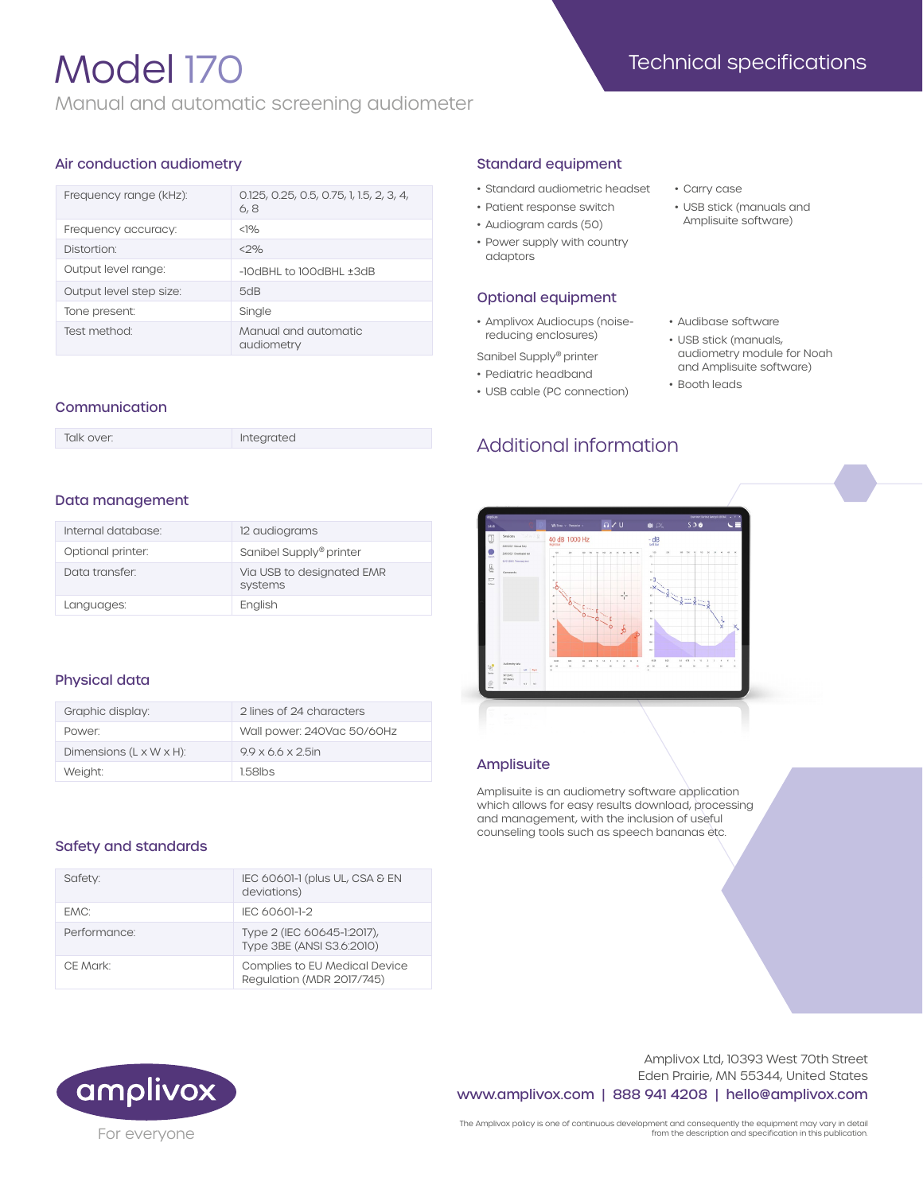# Model 170

Manual and automatic screening audiometer

Technical specifications

## Air conduction audiometry

| | |
|---|---|
| Frequency range (kHz): | 0.125, 0.25, 0.5, 0.75, 1, 1.5, 2, 3, 4, 6, 8 |
| Frequency accuracy: | <1% |
| Distortion: | <2% |
| Output level range: | -10dBHL to 100dBHL ±3dB |
| Output level step size: | 5dB |
| Tone present: | Single |
| Test method: | Manual and automatic audiometry |

## Communication

| | |
|---|---|
| Talk over: | Integrated |

## Data management

| | |
|---|---|
| Internal database: | 12 audiograms |
| Optional printer: | Sanibel Supply® printer |
| Data transfer: | Via USB to designated EMR systems |
| Languages: | English |

## Physical data

| | |
|---|---|
| Graphic display: | 2 lines of 24 characters |
| Power: | Wall power: 240Vac 50/60Hz |
| Dimensions (L x W x H): | 9.9 x 6.6 x 2.5in |
| Weight: | 1.58lbs |

## Safety and standards

| | |
|---|---|
| Safety: | IEC 60601-1 (plus UL, CSA & EN deviations) |
| EMC: | IEC 60601-1-2 |
| Performance: | Type 2 (IEC 60645-1:2017), Type 3BE (ANSI S3.6:2010) |
| CE Mark: | Complies to EU Medical Device Regulation (MDR 2017/745) |

## Standard equipment

- Standard audiometric headset
- Patient response switch
- Audiogram cards (50)
- Power supply with country adaptors
- Carry case
- USB stick (manuals and Amplisuite software)

## Optional equipment

- Amplivox Audiocups (noise-reducing enclosures)

Sanibel Supply® printer

- Pediatric headband
- USB cable (PC connection)
- Audibase software
- USB stick (manuals, audiometry module for Noah and Amplisuite software)
- Booth leads

## Additional information

### Amplisuite

Amplisuite is an audiometry software application which allows for easy results download, processing and management, with the inclusion of useful counseling tools such as speech bananas etc.

amplivox

For everyone

Amplivox Ltd, 10393 West 70th Street
Eden Prairie, MN 55344, United States

www.amplivox.com | 888 941 4208 | hello@amplivox.com

The Amplivox policy is one of continuous development and consequently the equipment may vary in detail from the description and specification in this publication.